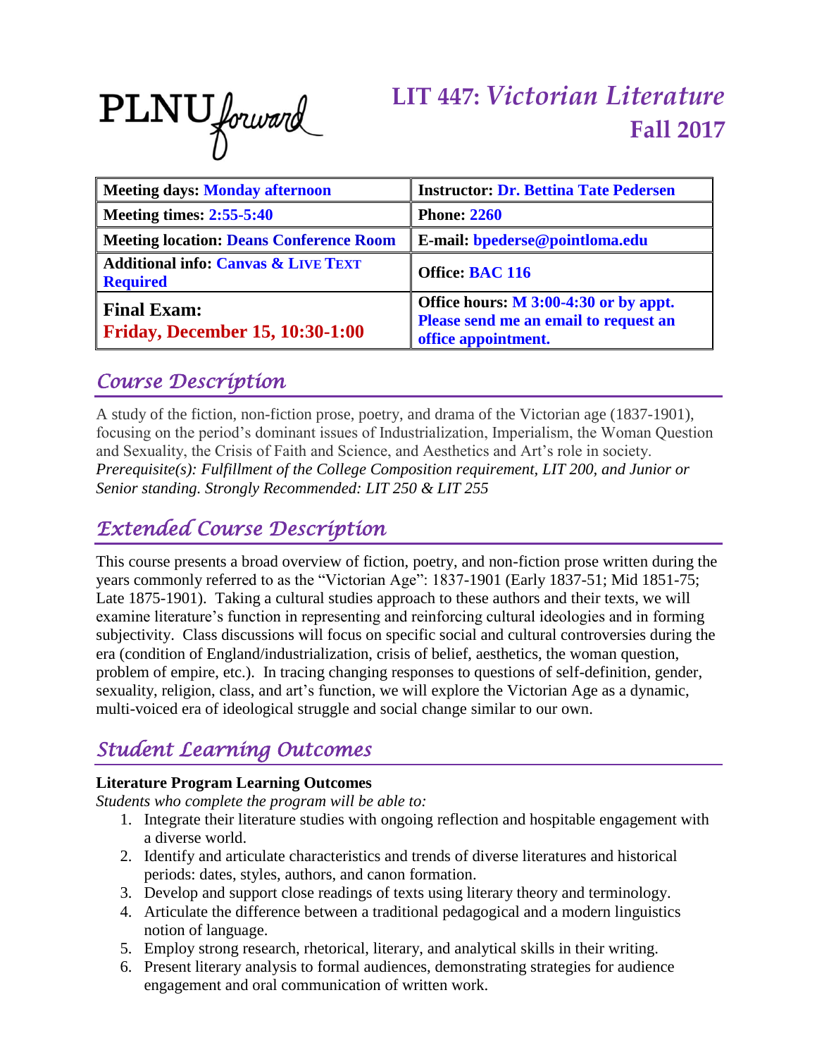PLNU forward

# LIT 447: *Victorian Literature*
# Fall 2017

| Meeting days: Monday afternoon | Instructor: Dr. Bettina Tate Pedersen |
|---|---|
| Meeting times: 2:55-5:40 | Phone: 2260 |
| Meeting location: Deans Conference Room | E-mail: bpederse@pointloma.edu |
| Additional info: Canvas & Live Text Required | Office: BAC 116 |
| Final Exam: Friday, December 15, 10:30-1:00 | Office hours: M 3:00-4:30 or by appt. Please send me an email to request an office appointment. |

## Course Description

A study of the fiction, non-fiction prose, poetry, and drama of the Victorian age (1837-1901), focusing on the period's dominant issues of Industrialization, Imperialism, the Woman Question and Sexuality, the Crisis of Faith and Science, and Aesthetics and Art's role in society. *Prerequisite(s): Fulfillment of the College Composition requirement, LIT 200, and Junior or Senior standing. Strongly Recommended: LIT 250 & LIT 255*

## Extended Course Description

This course presents a broad overview of fiction, poetry, and non-fiction prose written during the years commonly referred to as the "Victorian Age": 1837-1901 (Early 1837-51; Mid 1851-75; Late 1875-1901). Taking a cultural studies approach to these authors and their texts, we will examine literature's function in representing and reinforcing cultural ideologies and in forming subjectivity. Class discussions will focus on specific social and cultural controversies during the era (condition of England/industrialization, crisis of belief, aesthetics, the woman question, problem of empire, etc.). In tracing changing responses to questions of self-definition, gender, sexuality, religion, class, and art's function, we will explore the Victorian Age as a dynamic, multi-voiced era of ideological struggle and social change similar to our own.

## Student Learning Outcomes

**Literature Program Learning Outcomes**

*Students who complete the program will be able to:*

1. Integrate their literature studies with ongoing reflection and hospitable engagement with a diverse world.
2. Identify and articulate characteristics and trends of diverse literatures and historical periods: dates, styles, authors, and canon formation.
3. Develop and support close readings of texts using literary theory and terminology.
4. Articulate the difference between a traditional pedagogical and a modern linguistics notion of language.
5. Employ strong research, rhetorical, literary, and analytical skills in their writing.
6. Present literary analysis to formal audiences, demonstrating strategies for audience engagement and oral communication of written work.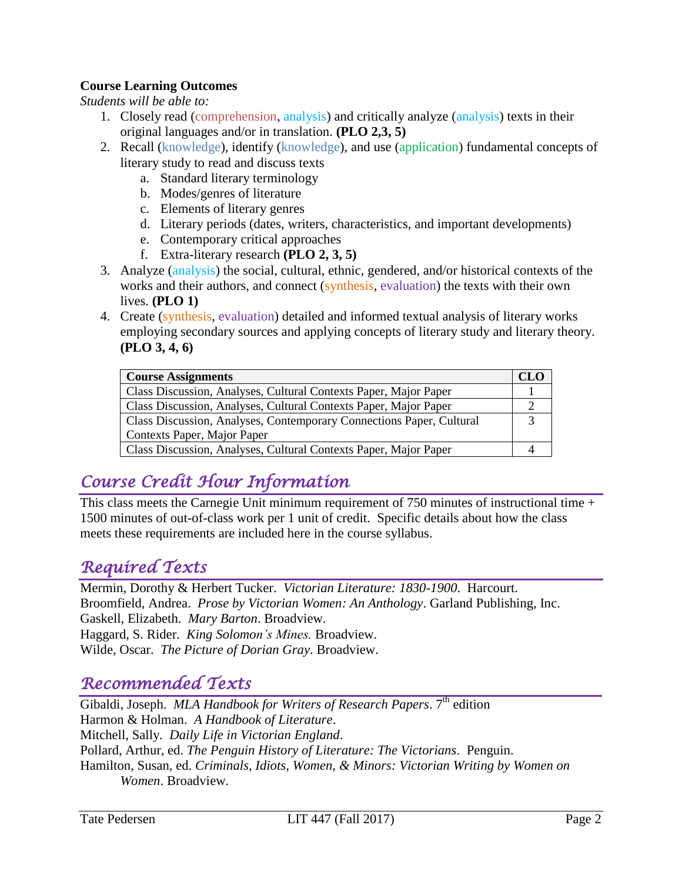**Course Learning Outcomes**

*Students will be able to:*

1. Closely read (comprehension, analysis) and critically analyze (analysis) texts in their original languages and/or in translation. **(PLO 2,3, 5)**
2. Recall (knowledge), identify (knowledge), and use (application) fundamental concepts of literary study to read and discuss texts
   a. Standard literary terminology
   b. Modes/genres of literature
   c. Elements of literary genres
   d. Literary periods (dates, writers, characteristics, and important developments)
   e. Contemporary critical approaches
   f. Extra-literary research **(PLO 2, 3, 5)**
3. Analyze (analysis) the social, cultural, ethnic, gendered, and/or historical contexts of the works and their authors, and connect (synthesis, evaluation) the texts with their own lives. **(PLO 1)**
4. Create (synthesis, evaluation) detailed and informed textual analysis of literary works employing secondary sources and applying concepts of literary study and literary theory. **(PLO 3, 4, 6)**

| Course Assignments | CLO |
|---|---|
| Class Discussion, Analyses, Cultural Contexts Paper, Major Paper | 1 |
| Class Discussion, Analyses, Cultural Contexts Paper, Major Paper | 2 |
| Class Discussion, Analyses, Contemporary Connections Paper, Cultural Contexts Paper, Major Paper | 3 |
| Class Discussion, Analyses, Cultural Contexts Paper, Major Paper | 4 |

## Course Credit Hour Information

This class meets the Carnegie Unit minimum requirement of 750 minutes of instructional time + 1500 minutes of out-of-class work per 1 unit of credit. Specific details about how the class meets these requirements are included here in the course syllabus.

## Required Texts

Mermin, Dorothy & Herbert Tucker. *Victorian Literature: 1830-1900*. Harcourt.
Broomfield, Andrea. *Prose by Victorian Women: An Anthology*. Garland Publishing, Inc.
Gaskell, Elizabeth. *Mary Barton*. Broadview.
Haggard, S. Rider. *King Solomon's Mines.* Broadview.
Wilde, Oscar. *The Picture of Dorian Gray*. Broadview.

## Recommended Texts

Gibaldi, Joseph. *MLA Handbook for Writers of Research Papers*. 7th edition
Harmon & Holman. *A Handbook of Literature*.
Mitchell, Sally. *Daily Life in Victorian England*.
Pollard, Arthur, ed. *The Penguin History of Literature: The Victorians*. Penguin.
Hamilton, Susan, ed. *Criminals, Idiots, Women, & Minors: Victorian Writing by Women on Women*. Broadview.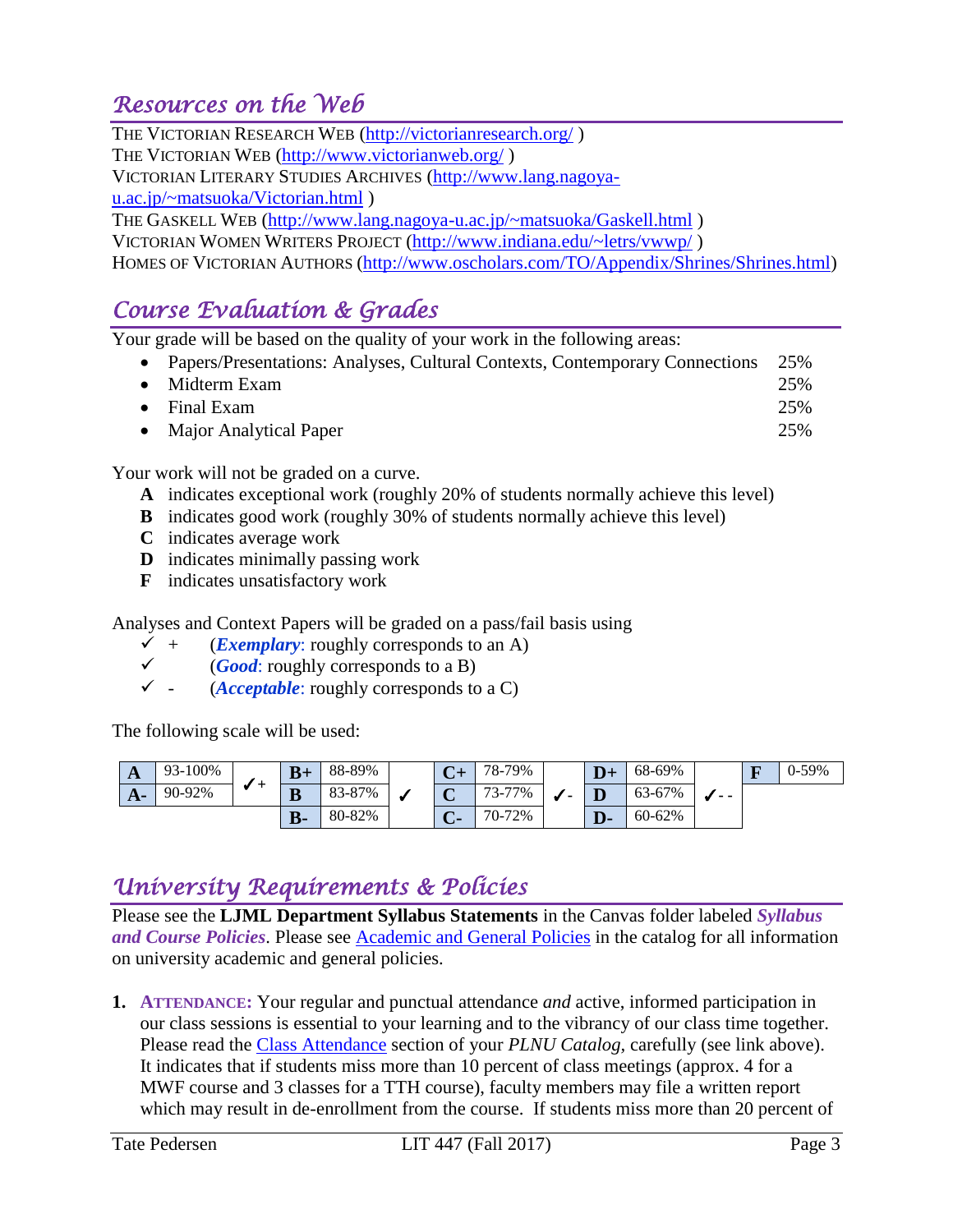## Resources on the Web

THE VICTORIAN RESEARCH WEB (http://victorianresearch.org/ )
THE VICTORIAN WEB (http://www.victorianweb.org/ )
VICTORIAN LITERARY STUDIES ARCHIVES (http://www.lang.nagoya-u.ac.jp/~matsuoka/Victorian.html )
THE GASKELL WEB (http://www.lang.nagoya-u.ac.jp/~matsuoka/Gaskell.html )
VICTORIAN WOMEN WRITERS PROJECT (http://www.indiana.edu/~letrs/vwwp/ )
HOMES OF VICTORIAN AUTHORS (http://www.oscholars.com/TO/Appendix/Shrines/Shrines.html)

## Course Evaluation & Grades

Your grade will be based on the quality of your work in the following areas:

- Papers/Presentations: Analyses, Cultural Contexts, Contemporary Connections 25%
- Midterm Exam 25%
- Final Exam 25%
- Major Analytical Paper 25%

Your work will not be graded on a curve.

**A** indicates exceptional work (roughly 20% of students normally achieve this level)
**B** indicates good work (roughly 30% of students normally achieve this level)
**C** indicates average work
**D** indicates minimally passing work
**F** indicates unsatisfactory work

Analyses and Context Papers will be graded on a pass/fail basis using

- ✓ + (***Exemplary***: roughly corresponds to an A)
- ✓ (***Good***: roughly corresponds to a B)
- ✓ - (***Acceptable***: roughly corresponds to a C)

The following scale will be used:

| | | | | | | | | | | | | | | |
|---|---|---|---|---|---|---|---|---|---|---|---|---|---|---|
| **A** | 93-100% | ✓+ | **B+** | 88-89% | ✓ | **C+** | 78-79% | ✓- | **D+** | 68-69% | ✓- - | **F** | 0-59% |
| **A-** | 90-92% | | **B** | 83-87% | | **C** | 73-77% | | **D** | 63-67% | | | |
| | | | **B-** | 80-82% | | **C-** | 70-72% | | **D-** | 60-62% | | | |

## University Requirements & Policies

Please see the **LJML Department Syllabus Statements** in the Canvas folder labeled ***Syllabus and Course Policies***. Please see Academic and General Policies in the catalog for all information on university academic and general policies.

1. **ATTENDANCE:** Your regular and punctual attendance *and* active, informed participation in our class sessions is essential to your learning and to the vibrancy of our class time together. Please read the Class Attendance section of your *PLNU Catalog*, carefully (see link above). It indicates that if students miss more than 10 percent of class meetings (approx. 4 for a MWF course and 3 classes for a TTH course), faculty members may file a written report which may result in de-enrollment from the course. If students miss more than 20 percent of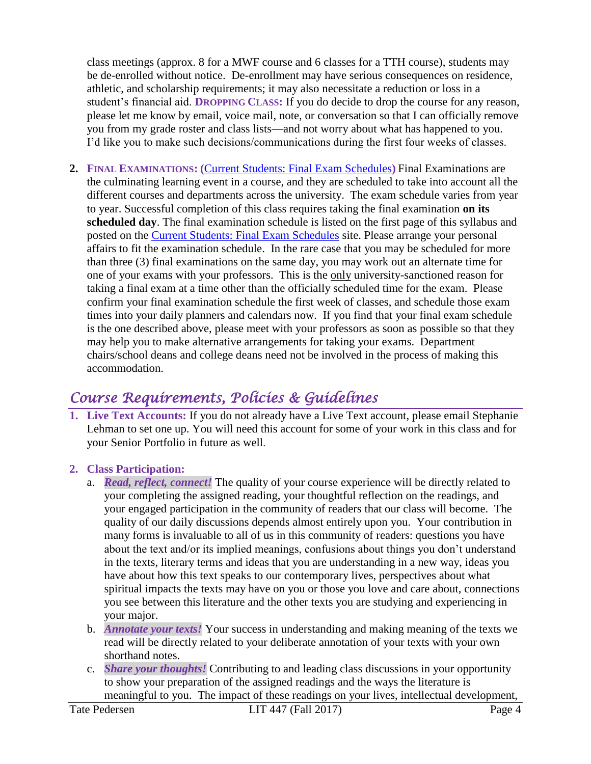class meetings (approx. 8 for a MWF course and 6 classes for a TTH course), students may be de-enrolled without notice. De-enrollment may have serious consequences on residence, athletic, and scholarship requirements; it may also necessitate a reduction or loss in a student's financial aid. **DROPPING CLASS:** If you do decide to drop the course for any reason, please let me know by email, voice mail, note, or conversation so that I can officially remove you from my grade roster and class lists—and not worry about what has happened to you. I'd like you to make such decisions/communications during the first four weeks of classes.

2. **FINAL EXAMINATIONS: (Current Students: Final Exam Schedules)** Final Examinations are the culminating learning event in a course, and they are scheduled to take into account all the different courses and departments across the university. The exam schedule varies from year to year. Successful completion of this class requires taking the final examination **on its scheduled day**. The final examination schedule is listed on the first page of this syllabus and posted on the Current Students: Final Exam Schedules site. Please arrange your personal affairs to fit the examination schedule. In the rare case that you may be scheduled for more than three (3) final examinations on the same day, you may work out an alternate time for one of your exams with your professors. This is the only university-sanctioned reason for taking a final exam at a time other than the officially scheduled time for the exam. Please confirm your final examination schedule the first week of classes, and schedule those exam times into your daily planners and calendars now. If you find that your final exam schedule is the one described above, please meet with your professors as soon as possible so that they may help you to make alternative arrangements for taking your exams. Department chairs/school deans and college deans need not be involved in the process of making this accommodation.

## Course Requirements, Policies & Guidelines

1. **Live Text Accounts:** If you do not already have a Live Text account, please email Stephanie Lehman to set one up. You will need this account for some of your work in this class and for your Senior Portfolio in future as well.

2. **Class Participation:**
   a. ***Read, reflect, connect!*** The quality of your course experience will be directly related to your completing the assigned reading, your thoughtful reflection on the readings, and your engaged participation in the community of readers that our class will become. The quality of our daily discussions depends almost entirely upon you. Your contribution in many forms is invaluable to all of us in this community of readers: questions you have about the text and/or its implied meanings, confusions about things you don't understand in the texts, literary terms and ideas that you are understanding in a new way, ideas you have about how this text speaks to our contemporary lives, perspectives about what spiritual impacts the texts may have on you or those you love and care about, connections you see between this literature and the other texts you are studying and experiencing in your major.
   b. ***Annotate your texts!*** Your success in understanding and making meaning of the texts we read will be directly related to your deliberate annotation of your texts with your own shorthand notes.
   c. ***Share your thoughts!*** Contributing to and leading class discussions in your opportunity to show your preparation of the assigned readings and the ways the literature is meaningful to you. The impact of these readings on your lives, intellectual development,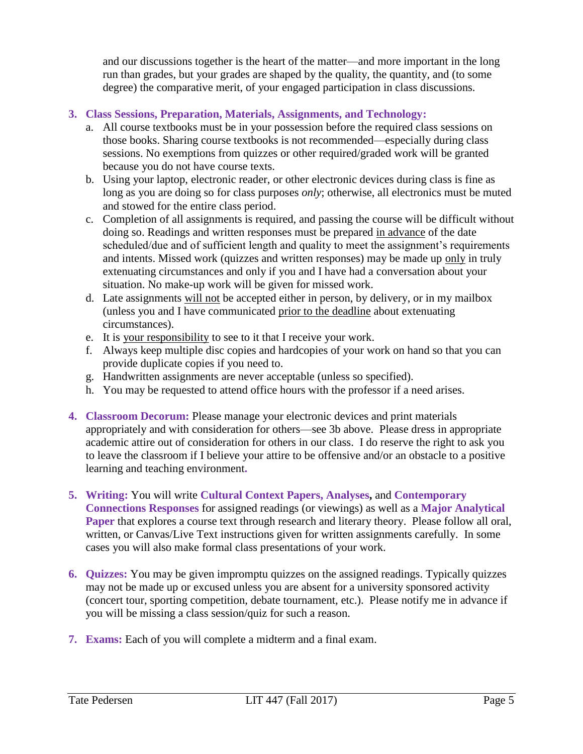and our discussions together is the heart of the matter—and more important in the long run than grades, but your grades are shaped by the quality, the quantity, and (to some degree) the comparative merit, of your engaged participation in class discussions.

3. **Class Sessions, Preparation, Materials, Assignments, and Technology:**
   a. All course textbooks must be in your possession before the required class sessions on those books. Sharing course textbooks is not recommended—especially during class sessions. No exemptions from quizzes or other required/graded work will be granted because you do not have course texts.
   b. Using your laptop, electronic reader, or other electronic devices during class is fine as long as you are doing so for class purposes *only*; otherwise, all electronics must be muted and stowed for the entire class period.
   c. Completion of all assignments is required, and passing the course will be difficult without doing so. Readings and written responses must be prepared <u>in advance</u> of the date scheduled/due and of sufficient length and quality to meet the assignment's requirements and intents. Missed work (quizzes and written responses) may be made up <u>only</u> in truly extenuating circumstances and only if you and I have had a conversation about your situation. No make-up work will be given for missed work.
   d. Late assignments <u>will not</u> be accepted either in person, by delivery, or in my mailbox (unless you and I have communicated <u>prior to the deadline</u> about extenuating circumstances).
   e. It is <u>your responsibility</u> to see to it that I receive your work.
   f. Always keep multiple disc copies and hardcopies of your work on hand so that you can provide duplicate copies if you need to.
   g. Handwritten assignments are never acceptable (unless so specified).
   h. You may be requested to attend office hours with the professor if a need arises.

4. **Classroom Decorum:** Please manage your electronic devices and print materials appropriately and with consideration for others—see 3b above. Please dress in appropriate academic attire out of consideration for others in our class. I do reserve the right to ask you to leave the classroom if I believe your attire to be offensive and/or an obstacle to a positive learning and teaching environment.

5. **Writing:** You will write **Cultural Context Papers, Analyses,** and **Contemporary Connections Responses** for assigned readings (or viewings) as well as a **Major Analytical Paper** that explores a course text through research and literary theory. Please follow all oral, written, or Canvas/Live Text instructions given for written assignments carefully. In some cases you will also make formal class presentations of your work.

6. **Quizzes:** You may be given impromptu quizzes on the assigned readings. Typically quizzes may not be made up or excused unless you are absent for a university sponsored activity (concert tour, sporting competition, debate tournament, etc.). Please notify me in advance if you will be missing a class session/quiz for such a reason.

7. **Exams:** Each of you will complete a midterm and a final exam.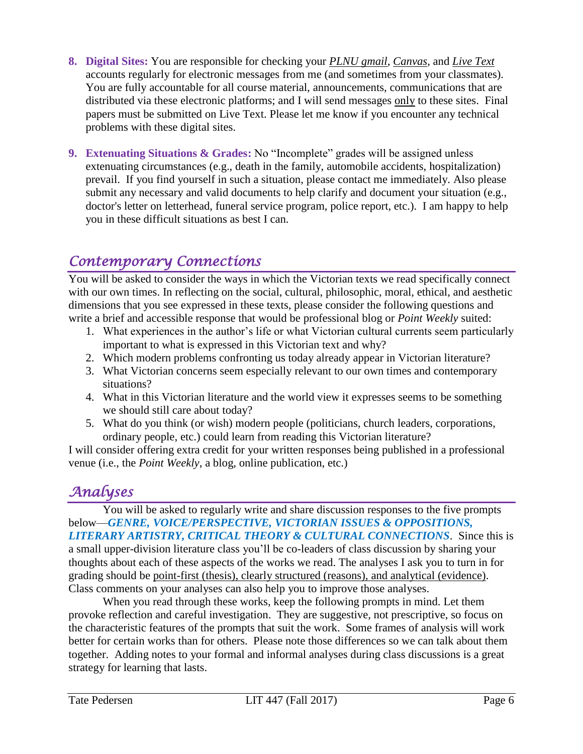8. **Digital Sites:** You are responsible for checking your *PLNU gmail*, *Canvas*, and *Live Text* accounts regularly for electronic messages from me (and sometimes from your classmates). You are fully accountable for all course material, announcements, communications that are distributed via these electronic platforms; and I will send messages only to these sites. Final papers must be submitted on Live Text. Please let me know if you encounter any technical problems with these digital sites.

9. **Extenuating Situations & Grades:** No "Incomplete" grades will be assigned unless extenuating circumstances (e.g., death in the family, automobile accidents, hospitalization) prevail. If you find yourself in such a situation, please contact me immediately. Also please submit any necessary and valid documents to help clarify and document your situation (e.g., doctor's letter on letterhead, funeral service program, police report, etc.). I am happy to help you in these difficult situations as best I can.

## Contemporary Connections

You will be asked to consider the ways in which the Victorian texts we read specifically connect with our own times. In reflecting on the social, cultural, philosophic, moral, ethical, and aesthetic dimensions that you see expressed in these texts, please consider the following questions and write a brief and accessible response that would be professional blog or *Point Weekly* suited:

1. What experiences in the author's life or what Victorian cultural currents seem particularly important to what is expressed in this Victorian text and why?
2. Which modern problems confronting us today already appear in Victorian literature?
3. What Victorian concerns seem especially relevant to our own times and contemporary situations?
4. What in this Victorian literature and the world view it expresses seems to be something we should still care about today?
5. What do you think (or wish) modern people (politicians, church leaders, corporations, ordinary people, etc.) could learn from reading this Victorian literature?

I will consider offering extra credit for your written responses being published in a professional venue (i.e., the *Point Weekly*, a blog, online publication, etc.)

## Analyses

You will be asked to regularly write and share discussion responses to the five prompts below—***GENRE, VOICE/PERSPECTIVE, VICTORIAN ISSUES & OPPOSITIONS, LITERARY ARTISTRY, CRITICAL THEORY & CULTURAL CONNECTIONS***. Since this is a small upper-division literature class you'll be co-leaders of class discussion by sharing your thoughts about each of these aspects of the works we read. The analyses I ask you to turn in for grading should be point-first (thesis), clearly structured (reasons), and analytical (evidence). Class comments on your analyses can also help you to improve those analyses.

When you read through these works, keep the following prompts in mind. Let them provoke reflection and careful investigation. They are suggestive, not prescriptive, so focus on the characteristic features of the prompts that suit the work. Some frames of analysis will work better for certain works than for others. Please note those differences so we can talk about them together. Adding notes to your formal and informal analyses during class discussions is a great strategy for learning that lasts.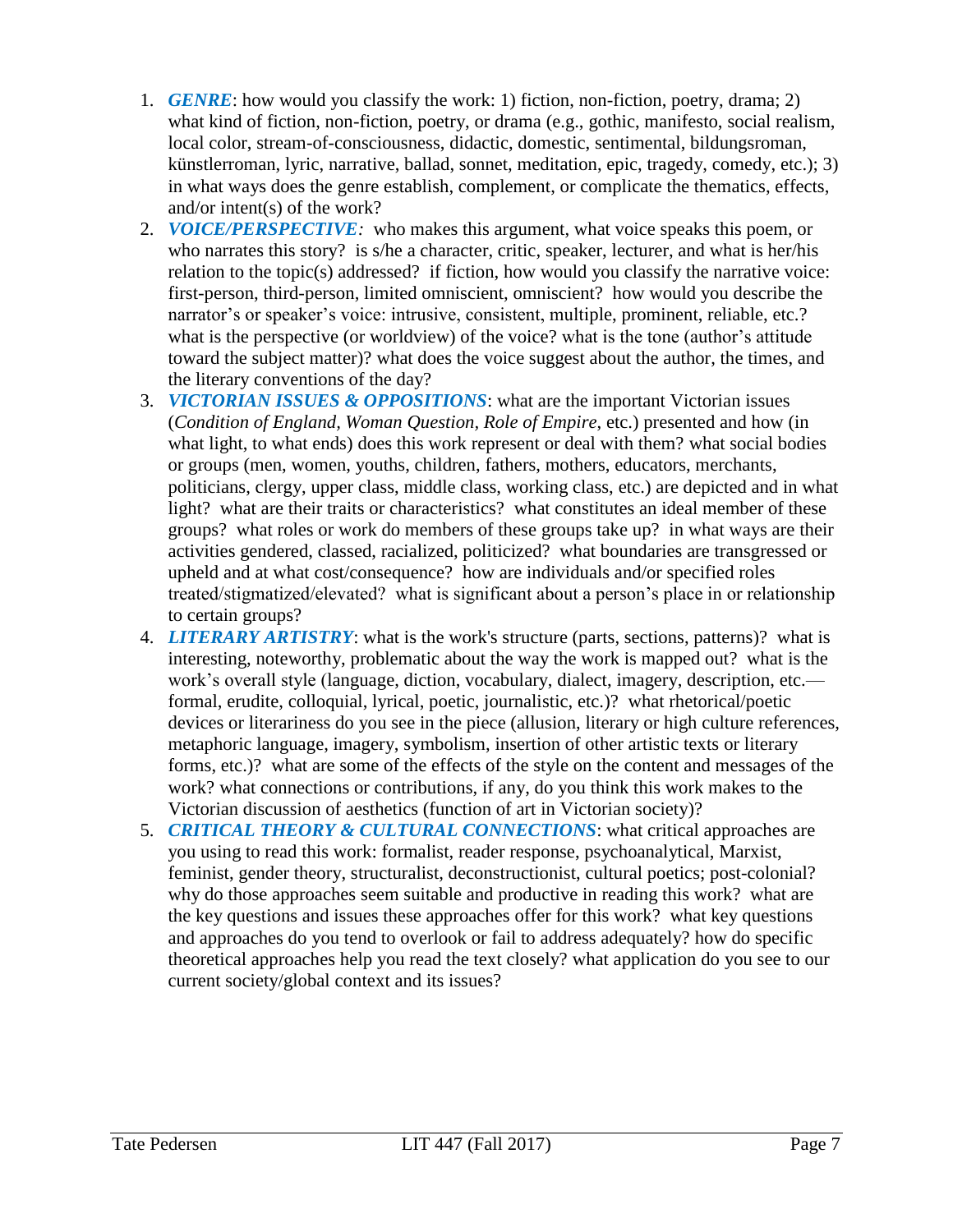1. ***GENRE***: how would you classify the work: 1) fiction, non-fiction, poetry, drama; 2) what kind of fiction, non-fiction, poetry, or drama (e.g., gothic, manifesto, social realism, local color, stream-of-consciousness, didactic, domestic, sentimental, bildungsroman, künstlerroman, lyric, narrative, ballad, sonnet, meditation, epic, tragedy, comedy, etc.); 3) in what ways does the genre establish, complement, or complicate the thematics, effects, and/or intent(s) of the work?
2. ***VOICE/PERSPECTIVE:*** who makes this argument, what voice speaks this poem, or who narrates this story? is s/he a character, critic, speaker, lecturer, and what is her/his relation to the topic(s) addressed? if fiction, how would you classify the narrative voice: first-person, third-person, limited omniscient, omniscient? how would you describe the narrator's or speaker's voice: intrusive, consistent, multiple, prominent, reliable, etc.? what is the perspective (or worldview) of the voice? what is the tone (author's attitude toward the subject matter)? what does the voice suggest about the author, the times, and the literary conventions of the day?
3. ***VICTORIAN ISSUES & OPPOSITIONS***: what are the important Victorian issues (*Condition of England, Woman Question, Role of Empire*, etc.) presented and how (in what light, to what ends) does this work represent or deal with them? what social bodies or groups (men, women, youths, children, fathers, mothers, educators, merchants, politicians, clergy, upper class, middle class, working class, etc.) are depicted and in what light? what are their traits or characteristics? what constitutes an ideal member of these groups? what roles or work do members of these groups take up? in what ways are their activities gendered, classed, racialized, politicized? what boundaries are transgressed or upheld and at what cost/consequence? how are individuals and/or specified roles treated/stigmatized/elevated? what is significant about a person's place in or relationship to certain groups?
4. ***LITERARY ARTISTRY***: what is the work's structure (parts, sections, patterns)? what is interesting, noteworthy, problematic about the way the work is mapped out? what is the work's overall style (language, diction, vocabulary, dialect, imagery, description, etc.—formal, erudite, colloquial, lyrical, poetic, journalistic, etc.)? what rhetorical/poetic devices or literariness do you see in the piece (allusion, literary or high culture references, metaphoric language, imagery, symbolism, insertion of other artistic texts or literary forms, etc.)? what are some of the effects of the style on the content and messages of the work? what connections or contributions, if any, do you think this work makes to the Victorian discussion of aesthetics (function of art in Victorian society)?
5. ***CRITICAL THEORY & CULTURAL CONNECTIONS***: what critical approaches are you using to read this work: formalist, reader response, psychoanalytical, Marxist, feminist, gender theory, structuralist, deconstructionist, cultural poetics; post-colonial? why do those approaches seem suitable and productive in reading this work? what are the key questions and issues these approaches offer for this work? what key questions and approaches do you tend to overlook or fail to address adequately? how do specific theoretical approaches help you read the text closely? what application do you see to our current society/global context and its issues?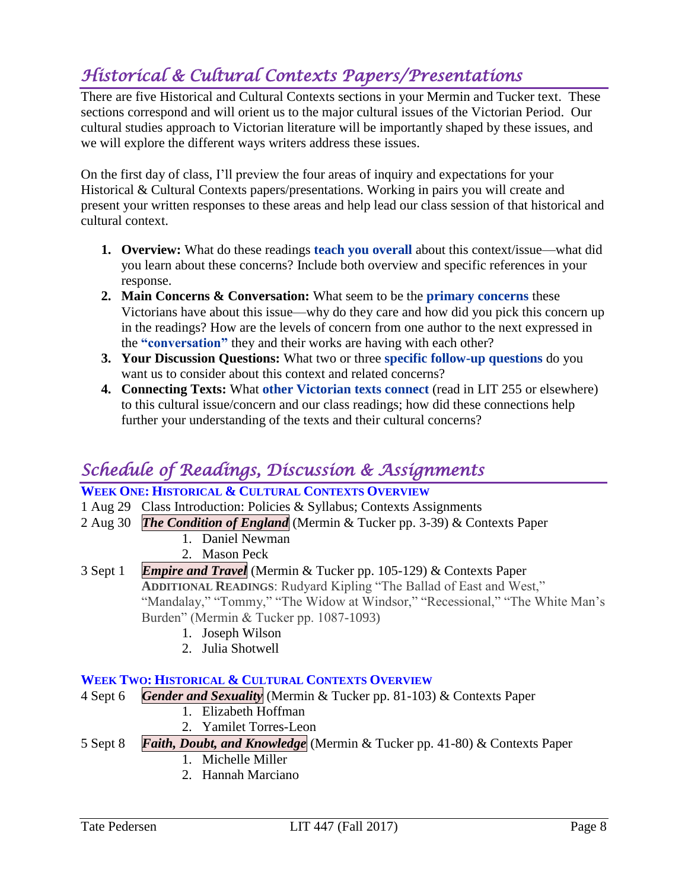## *Historical & Cultural Contexts Papers/Presentations*

There are five Historical and Cultural Contexts sections in your Mermin and Tucker text. These sections correspond and will orient us to the major cultural issues of the Victorian Period. Our cultural studies approach to Victorian literature will be importantly shaped by these issues, and we will explore the different ways writers address these issues.

On the first day of class, I'll preview the four areas of inquiry and expectations for your Historical & Cultural Contexts papers/presentations. Working in pairs you will create and present your written responses to these areas and help lead our class session of that historical and cultural context.

1. **Overview:** What do these readings **teach you overall** about this context/issue—what did you learn about these concerns? Include both overview and specific references in your response.
2. **Main Concerns & Conversation:** What seem to be the **primary concerns** these Victorians have about this issue—why do they care and how did you pick this concern up in the readings? How are the levels of concern from one author to the next expressed in the **"conversation"** they and their works are having with each other?
3. **Your Discussion Questions:** What two or three **specific follow-up questions** do you want us to consider about this context and related concerns?
4. **Connecting Texts:** What **other Victorian texts connect** (read in LIT 255 or elsewhere) to this cultural issue/concern and our class readings; how did these connections help further your understanding of the texts and their cultural concerns?

## *Schedule of Readings, Discussion & Assignments*

**WEEK ONE: HISTORICAL & CULTURAL CONTEXTS OVERVIEW**

1 Aug 29 Class Introduction: Policies & Syllabus; Contexts Assignments

2 Aug 30 ***The Condition of England*** (Mermin & Tucker pp. 3-39) & Contexts Paper

1. Daniel Newman
2. Mason Peck

3 Sept 1 ***Empire and Travel*** (Mermin & Tucker pp. 105-129) & Contexts Paper

**ADDITIONAL READINGS**: Rudyard Kipling "The Ballad of East and West," "Mandalay," "Tommy," "The Widow at Windsor," "Recessional," "The White Man's Burden" (Mermin & Tucker pp. 1087-1093)

1. Joseph Wilson
2. Julia Shotwell

**WEEK TWO: HISTORICAL & CULTURAL CONTEXTS OVERVIEW**

4 Sept 6 ***Gender and Sexuality*** (Mermin & Tucker pp. 81-103) & Contexts Paper

1. Elizabeth Hoffman
2. Yamilet Torres-Leon

5 Sept 8 ***Faith, Doubt, and Knowledge*** (Mermin & Tucker pp. 41-80) & Contexts Paper

1. Michelle Miller
2. Hannah Marciano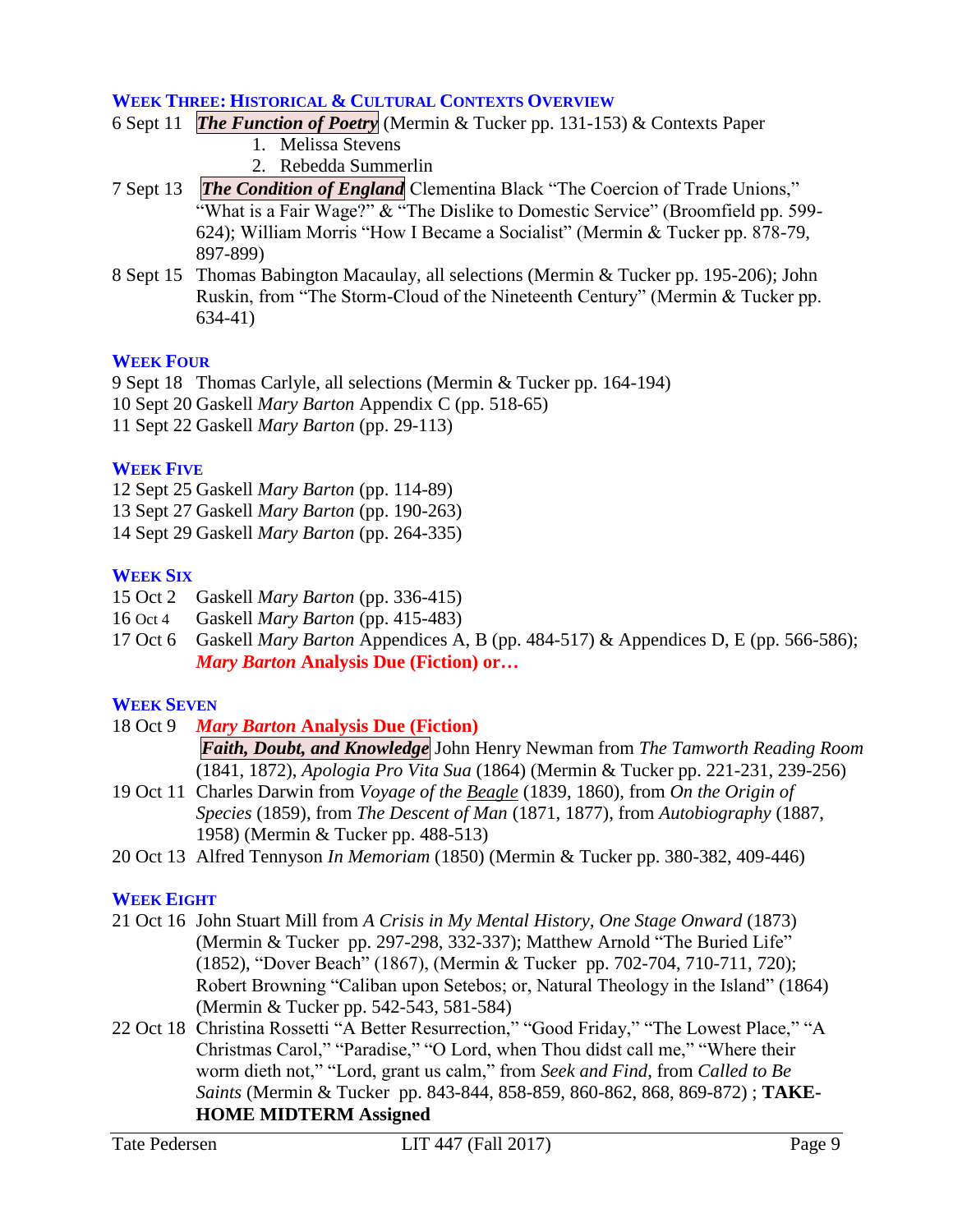### WEEK THREE: HISTORICAL & CULTURAL CONTEXTS OVERVIEW

6 Sept 11 ***The Function of Poetry*** (Mermin & Tucker pp. 131-153) & Contexts Paper
1. Melissa Stevens
2. Rebedda Summerlin

7 Sept 13 ***The Condition of England*** Clementina Black "The Coercion of Trade Unions," "What is a Fair Wage?" & "The Dislike to Domestic Service" (Broomfield pp. 599-624); William Morris "How I Became a Socialist" (Mermin & Tucker pp. 878-79, 897-899)

8 Sept 15 Thomas Babington Macaulay, all selections (Mermin & Tucker pp. 195-206); John Ruskin, from "The Storm-Cloud of the Nineteenth Century" (Mermin & Tucker pp. 634-41)

### WEEK FOUR

9 Sept 18 Thomas Carlyle, all selections (Mermin & Tucker pp. 164-194)

10 Sept 20 Gaskell *Mary Barton* Appendix C (pp. 518-65)

11 Sept 22 Gaskell *Mary Barton* (pp. 29-113)

### WEEK FIVE

12 Sept 25 Gaskell *Mary Barton* (pp. 114-89)

13 Sept 27 Gaskell *Mary Barton* (pp. 190-263)

14 Sept 29 Gaskell *Mary Barton* (pp. 264-335)

### WEEK SIX

15 Oct 2 Gaskell *Mary Barton* (pp. 336-415)

16 Oct 4 Gaskell *Mary Barton* (pp. 415-483)

17 Oct 6 Gaskell *Mary Barton* Appendices A, B (pp. 484-517) & Appendices D, E (pp. 566-586); ***Mary Barton* Analysis Due (Fiction) or…**

### WEEK SEVEN

18 Oct 9 ***Mary Barton* Analysis Due (Fiction)**
***Faith, Doubt, and Knowledge*** John Henry Newman from *The Tamworth Reading Room* (1841, 1872), *Apologia Pro Vita Sua* (1864) (Mermin & Tucker pp. 221-231, 239-256)

19 Oct 11 Charles Darwin from *Voyage of the Beagle* (1839, 1860), from *On the Origin of Species* (1859), from *The Descent of Man* (1871, 1877), from *Autobiography* (1887, 1958) (Mermin & Tucker pp. 488-513)

20 Oct 13 Alfred Tennyson *In Memoriam* (1850) (Mermin & Tucker pp. 380-382, 409-446)

### WEEK EIGHT

21 Oct 16 John Stuart Mill from *A Crisis in My Mental History, One Stage Onward* (1873) (Mermin & Tucker pp. 297-298, 332-337); Matthew Arnold "The Buried Life" (1852), "Dover Beach" (1867), (Mermin & Tucker pp. 702-704, 710-711, 720); Robert Browning "Caliban upon Setebos; or, Natural Theology in the Island" (1864) (Mermin & Tucker pp. 542-543, 581-584)

22 Oct 18 Christina Rossetti "A Better Resurrection," "Good Friday," "The Lowest Place," "A Christmas Carol," "Paradise," "O Lord, when Thou didst call me," "Where their worm dieth not," "Lord, grant us calm," from *Seek and Find*, from *Called to Be Saints* (Mermin & Tucker pp. 843-844, 858-859, 860-862, 868, 869-872) ; **TAKE-HOME MIDTERM Assigned**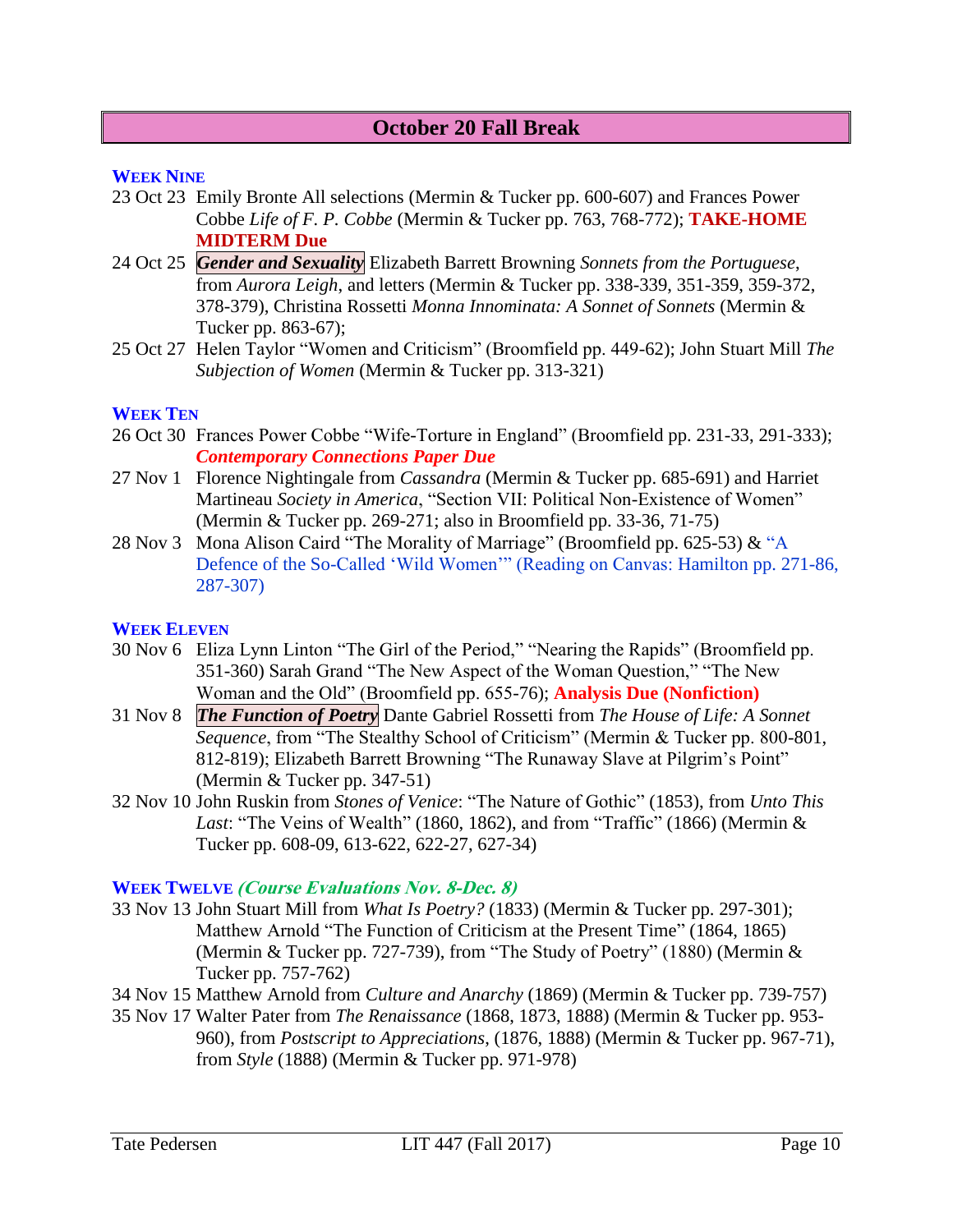## October 20 Fall Break

### WEEK NINE

23 Oct 23 Emily Bronte All selections (Mermin & Tucker pp. 600-607) and Frances Power Cobbe *Life of F. P. Cobbe* (Mermin & Tucker pp. 763, 768-772); **TAKE-HOME MIDTERM Due**

24 Oct 25 ***Gender and Sexuality*** Elizabeth Barrett Browning *Sonnets from the Portuguese*, from *Aurora Leigh*, and letters (Mermin & Tucker pp. 338-339, 351-359, 359-372, 378-379), Christina Rossetti *Monna Innominata: A Sonnet of Sonnets* (Mermin & Tucker pp. 863-67);

25 Oct 27 Helen Taylor "Women and Criticism" (Broomfield pp. 449-62); John Stuart Mill *The Subjection of Women* (Mermin & Tucker pp. 313-321)

### WEEK TEN

26 Oct 30 Frances Power Cobbe "Wife-Torture in England" (Broomfield pp. 231-33, 291-333); ***Contemporary Connections Paper Due***

27 Nov 1 Florence Nightingale from *Cassandra* (Mermin & Tucker pp. 685-691) and Harriet Martineau *Society in America*, "Section VII: Political Non-Existence of Women" (Mermin & Tucker pp. 269-271; also in Broomfield pp. 33-36, 71-75)

28 Nov 3 Mona Alison Caird "The Morality of Marriage" (Broomfield pp. 625-53) & "A Defence of the So-Called 'Wild Women'" (Reading on Canvas: Hamilton pp. 271-86, 287-307)

### WEEK ELEVEN

30 Nov 6 Eliza Lynn Linton "The Girl of the Period," "Nearing the Rapids" (Broomfield pp. 351-360) Sarah Grand "The New Aspect of the Woman Question," "The New Woman and the Old" (Broomfield pp. 655-76); **Analysis Due (Nonfiction)**

31 Nov 8 ***The Function of Poetry*** Dante Gabriel Rossetti from *The House of Life: A Sonnet Sequence*, from "The Stealthy School of Criticism" (Mermin & Tucker pp. 800-801, 812-819); Elizabeth Barrett Browning "The Runaway Slave at Pilgrim's Point" (Mermin & Tucker pp. 347-51)

32 Nov 10 John Ruskin from *Stones of Venice*: "The Nature of Gothic" (1853), from *Unto This Last*: "The Veins of Wealth" (1860, 1862), and from "Traffic" (1866) (Mermin & Tucker pp. 608-09, 613-622, 622-27, 627-34)

### WEEK TWELVE *(Course Evaluations Nov. 8-Dec. 8)*

33 Nov 13 John Stuart Mill from *What Is Poetry?* (1833) (Mermin & Tucker pp. 297-301); Matthew Arnold "The Function of Criticism at the Present Time" (1864, 1865) (Mermin & Tucker pp. 727-739), from "The Study of Poetry" (1880) (Mermin & Tucker pp. 757-762)

34 Nov 15 Matthew Arnold from *Culture and Anarchy* (1869) (Mermin & Tucker pp. 739-757)

35 Nov 17 Walter Pater from *The Renaissance* (1868, 1873, 1888) (Mermin & Tucker pp. 953-960), from *Postscript to Appreciations*, (1876, 1888) (Mermin & Tucker pp. 967-71), from *Style* (1888) (Mermin & Tucker pp. 971-978)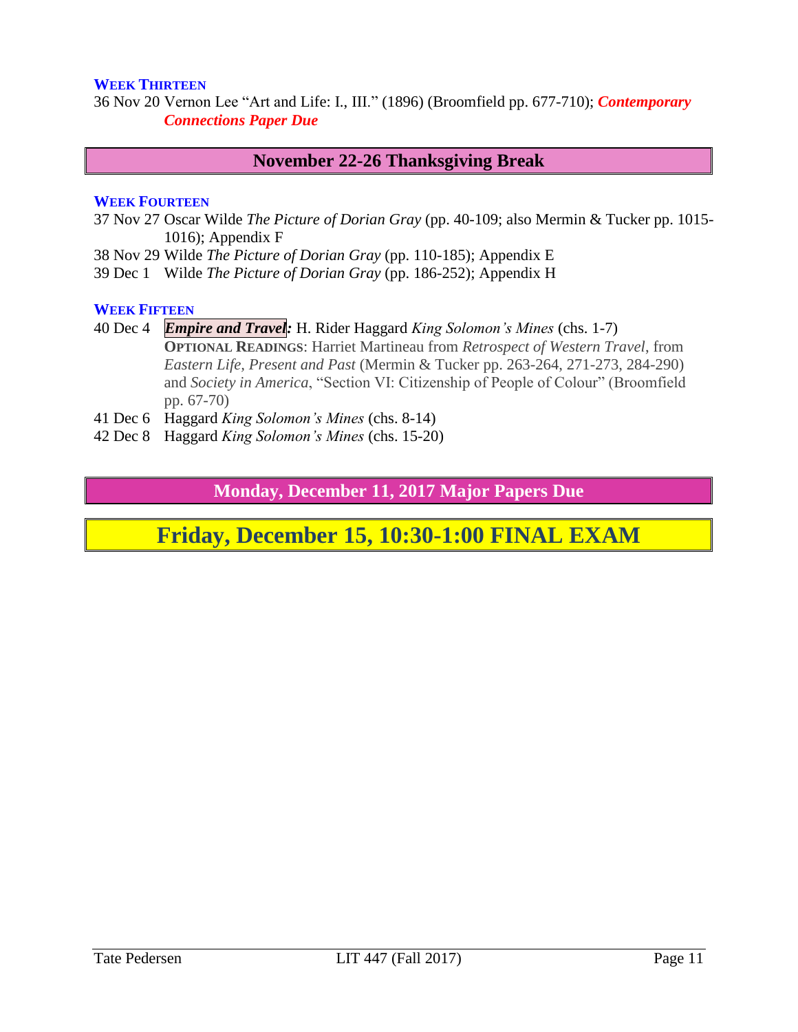### WEEK THIRTEEN

36 Nov 20 Vernon Lee "Art and Life: I., III." (1896) (Broomfield pp. 677-710); ***Contemporary Connections Paper Due***

**November 22-26 Thanksgiving Break**

### WEEK FOURTEEN

37 Nov 27 Oscar Wilde *The Picture of Dorian Gray* (pp. 40-109; also Mermin & Tucker pp. 1015-1016); Appendix F

38 Nov 29 Wilde *The Picture of Dorian Gray* (pp. 110-185); Appendix E

39 Dec 1 Wilde *The Picture of Dorian Gray* (pp. 186-252); Appendix H

### WEEK FIFTEEN

40 Dec 4 ***Empire and Travel:*** H. Rider Haggard *King Solomon's Mines* (chs. 1-7)
**OPTIONAL READINGS**: Harriet Martineau from *Retrospect of Western Travel*, from *Eastern Life, Present and Past* (Mermin & Tucker pp. 263-264, 271-273, 284-290) and *Society in America*, "Section VI: Citizenship of People of Colour" (Broomfield pp. 67-70)

41 Dec 6 Haggard *King Solomon's Mines* (chs. 8-14)

42 Dec 8 Haggard *King Solomon's Mines* (chs. 15-20)

**Monday, December 11, 2017 Major Papers Due**

## Friday, December 15, 10:30-1:00 FINAL EXAM